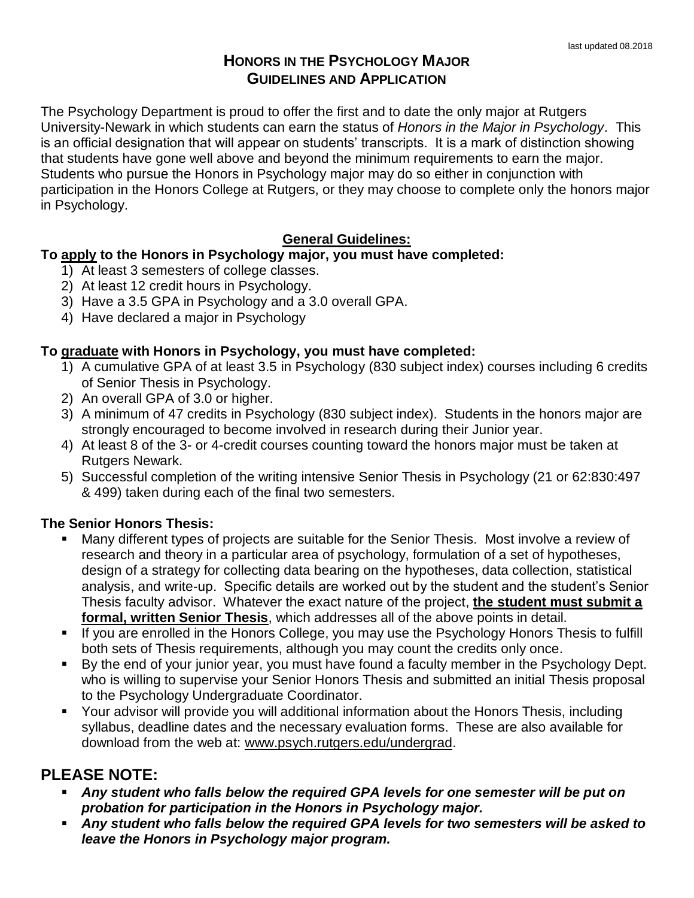last updated 08.2018

# HONORS IN THE PSYCHOLOGY MAJOR
# GUIDELINES AND APPLICATION

The Psychology Department is proud to offer the first and to date the only major at Rutgers University-Newark in which students can earn the status of *Honors in the Major in Psychology*. This is an official designation that will appear on students' transcripts. It is a mark of distinction showing that students have gone well above and beyond the minimum requirements to earn the major. Students who pursue the Honors in Psychology major may do so either in conjunction with participation in the Honors College at Rutgers, or they may choose to complete only the honors major in Psychology.

## General Guidelines:

**To apply to the Honors in Psychology major, you must have completed:**

1) At least 3 semesters of college classes.
2) At least 12 credit hours in Psychology.
3) Have a 3.5 GPA in Psychology and a 3.0 overall GPA.
4) Have declared a major in Psychology

**To graduate with Honors in Psychology, you must have completed:**

1) A cumulative GPA of at least 3.5 in Psychology (830 subject index) courses including 6 credits of Senior Thesis in Psychology.
2) An overall GPA of 3.0 or higher.
3) A minimum of 47 credits in Psychology (830 subject index). Students in the honors major are strongly encouraged to become involved in research during their Junior year.
4) At least 8 of the 3- or 4-credit courses counting toward the honors major must be taken at Rutgers Newark.
5) Successful completion of the writing intensive Senior Thesis in Psychology (21 or 62:830:497 & 499) taken during each of the final two semesters.

**The Senior Honors Thesis:**

- Many different types of projects are suitable for the Senior Thesis. Most involve a review of research and theory in a particular area of psychology, formulation of a set of hypotheses, design of a strategy for collecting data bearing on the hypotheses, data collection, statistical analysis, and write-up. Specific details are worked out by the student and the student's Senior Thesis faculty advisor. Whatever the exact nature of the project, **the student must submit a formal, written Senior Thesis**, which addresses all of the above points in detail.
- If you are enrolled in the Honors College, you may use the Psychology Honors Thesis to fulfill both sets of Thesis requirements, although you may count the credits only once.
- By the end of your junior year, you must have found a faculty member in the Psychology Dept. who is willing to supervise your Senior Honors Thesis and submitted an initial Thesis proposal to the Psychology Undergraduate Coordinator.
- Your advisor will provide you will additional information about the Honors Thesis, including syllabus, deadline dates and the necessary evaluation forms. These are also available for download from the web at: www.psych.rutgers.edu/undergrad.

## PLEASE NOTE:

- ***Any student who falls below the required GPA levels for one semester will be put on probation for participation in the Honors in Psychology major.***
- ***Any student who falls below the required GPA levels for two semesters will be asked to leave the Honors in Psychology major program.***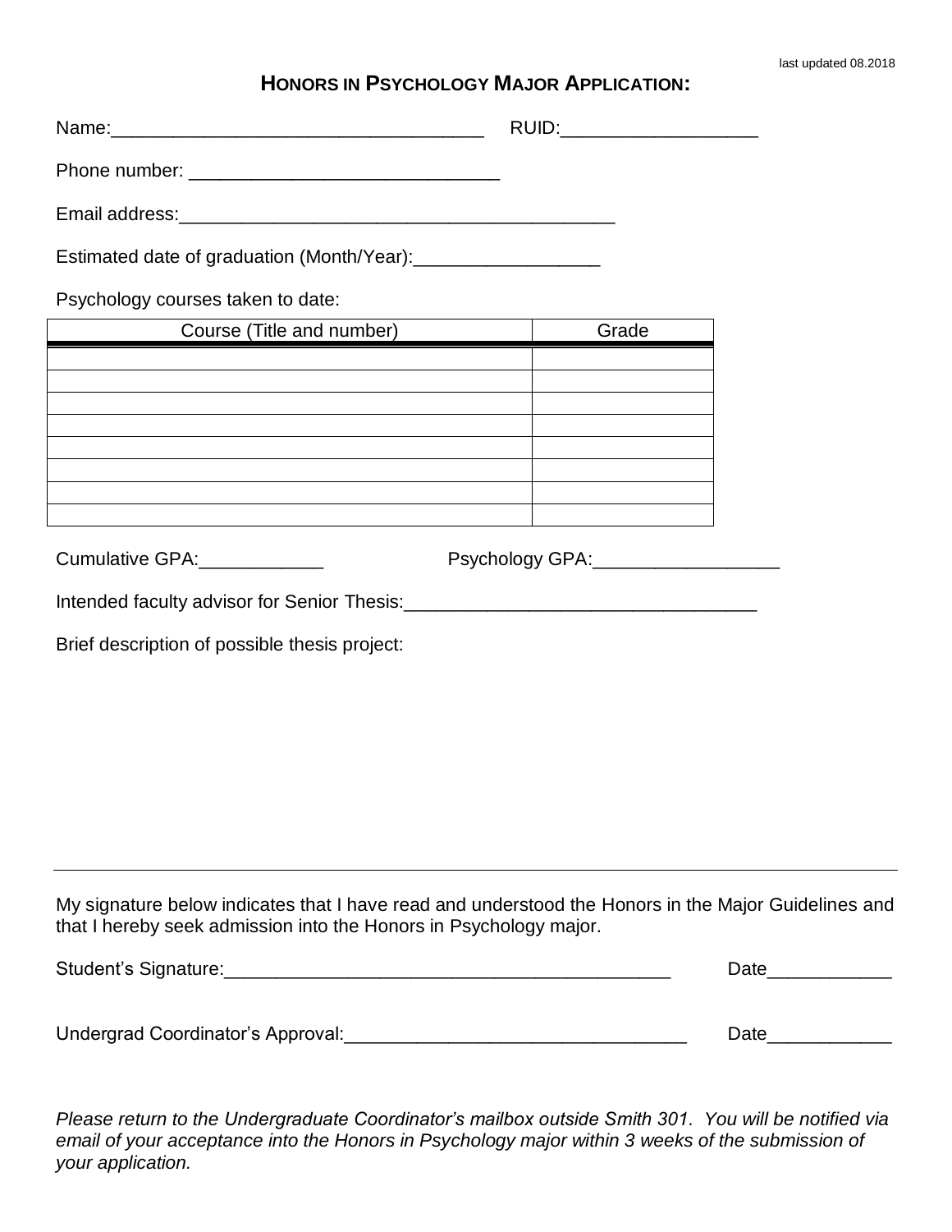last updated 08.2018

# HONORS IN PSYCHOLOGY MAJOR APPLICATION:

Name:___________________________________ RUID:__________________

Phone number: _____________________________

Email address:_________________________________________

Estimated date of graduation (Month/Year):_________________

Psychology courses taken to date:

| Course (Title and number) | Grade |
|---|---|
| | |
| | |
| | |
| | |
| | |
| | |
| | |
| | |

Cumulative GPA:____________ Psychology GPA:__________________

Intended faculty advisor for Senior Thesis:_________________________________

Brief description of possible thesis project:

---

My signature below indicates that I have read and understood the Honors in the Major Guidelines and that I hereby seek admission into the Honors in Psychology major.

Student's Signature:___________________________________________ Date____________

Undergrad Coordinator's Approval:________________________________ Date____________

*Please return to the Undergraduate Coordinator's mailbox outside Smith 301. You will be notified via email of your acceptance into the Honors in Psychology major within 3 weeks of the submission of your application.*